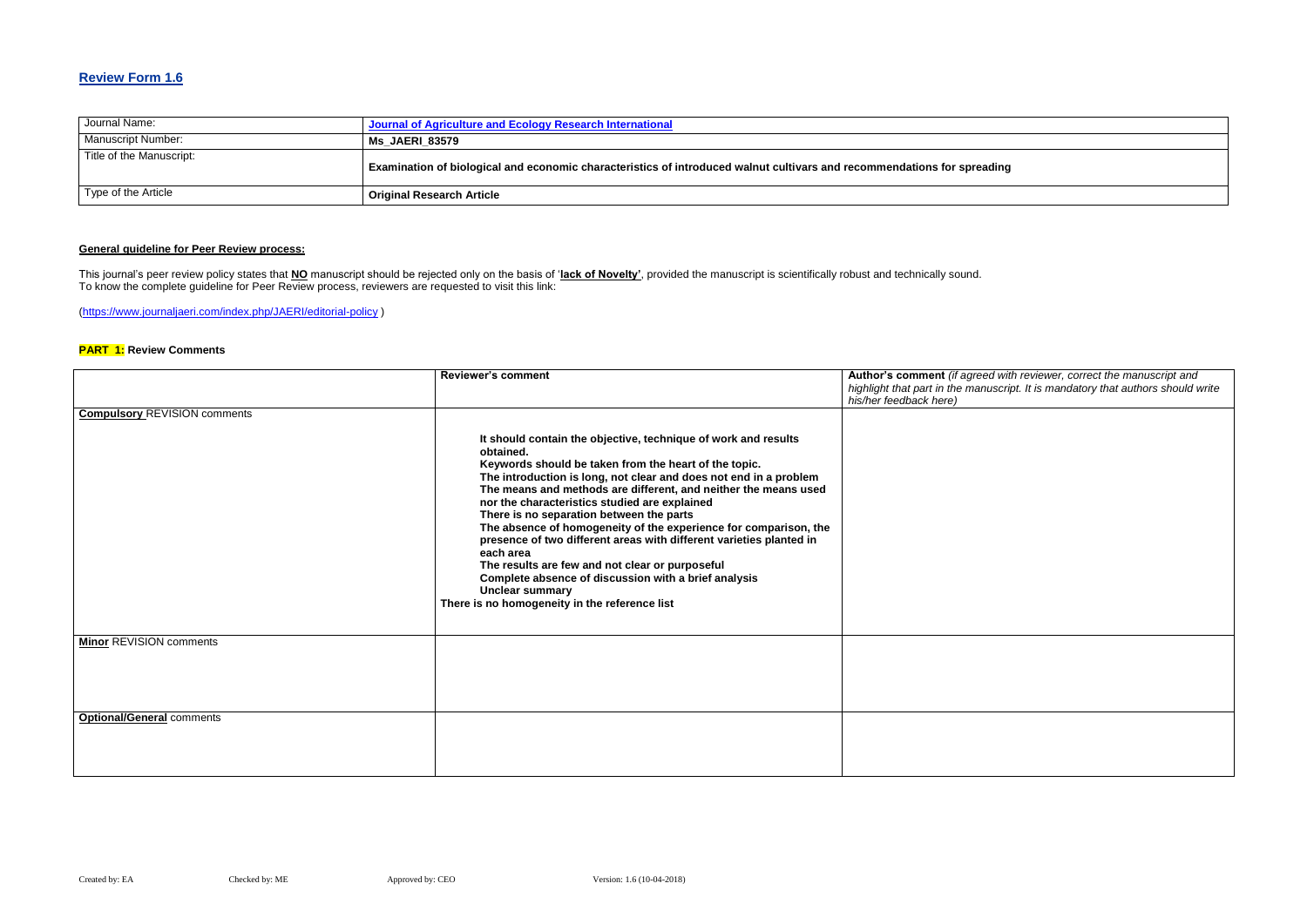## Review Form 1.6

| Journal Name: | Journal of Agriculture and Ecology Research International |
|---|---|
| Manuscript Number: | **Ms_JAERI_83579** |
| Title of the Manuscript: | **Examination of biological and economic characteristics of introduced walnut cultivars and recommendations for spreading** |
| Type of the Article | **Original Research Article** |

**General guideline for Peer Review process:**

This journal's peer review policy states that **NO** manuscript should be rejected only on the basis of '**lack of Novelty**', provided the manuscript is scientifically robust and technically sound.
To know the complete guideline for Peer Review process, reviewers are requested to visit this link:

(https://www.journaljaeri.com/index.php/JAERI/editorial-policy )

**PART 1:** **Review Comments**

| | **Reviewer's comment** | **Author's comment** *(if agreed with reviewer, correct the manuscript and highlight that part in the manuscript. It is mandatory that authors should write his/her feedback here)* |
|---|---|---|
| **Compulsory** REVISION comments | **It should contain the objective, technique of work and results obtained.**<br>**Keywords should be taken from the heart of the topic.**<br>**The introduction is long, not clear and does not end in a problem**<br>**The means and methods are different, and neither the means used nor the characteristics studied are explained**<br>**There is no separation between the parts**<br>**The absence of homogeneity of the experience for comparison, the presence of two different areas with different varieties planted in each area**<br>**The results are few and not clear or purposeful**<br>**Complete absence of discussion with a brief analysis**<br>**Unclear summary**<br>**There is no homogeneity in the reference list** | |
| **Minor** REVISION comments | | |
| **Optional/General** comments | | |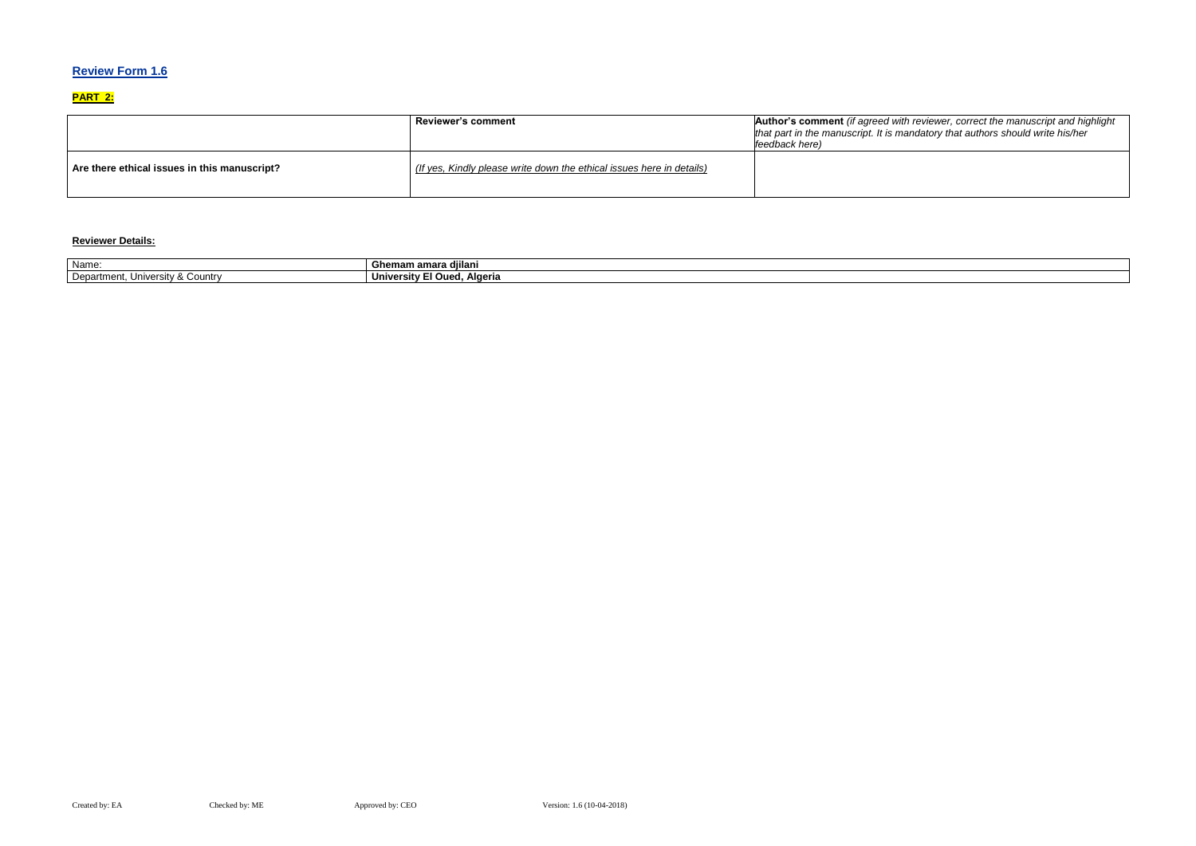## Review Form 1.6

**PART 2:**

| | **Reviewer's comment** | **Author's comment** *(if agreed with reviewer, correct the manuscript and highlight that part in the manuscript. It is mandatory that authors should write his/her feedback here)* |
|---|---|---|
| **Are there ethical issues in this manuscript?** | *(If yes, Kindly please write down the ethical issues here in details)* | |

**Reviewer Details:**

| | |
|---|---|
| Name: | **Ghemam amara djilani** |
| Department, University & Country | **University El Oued, Algeria** |